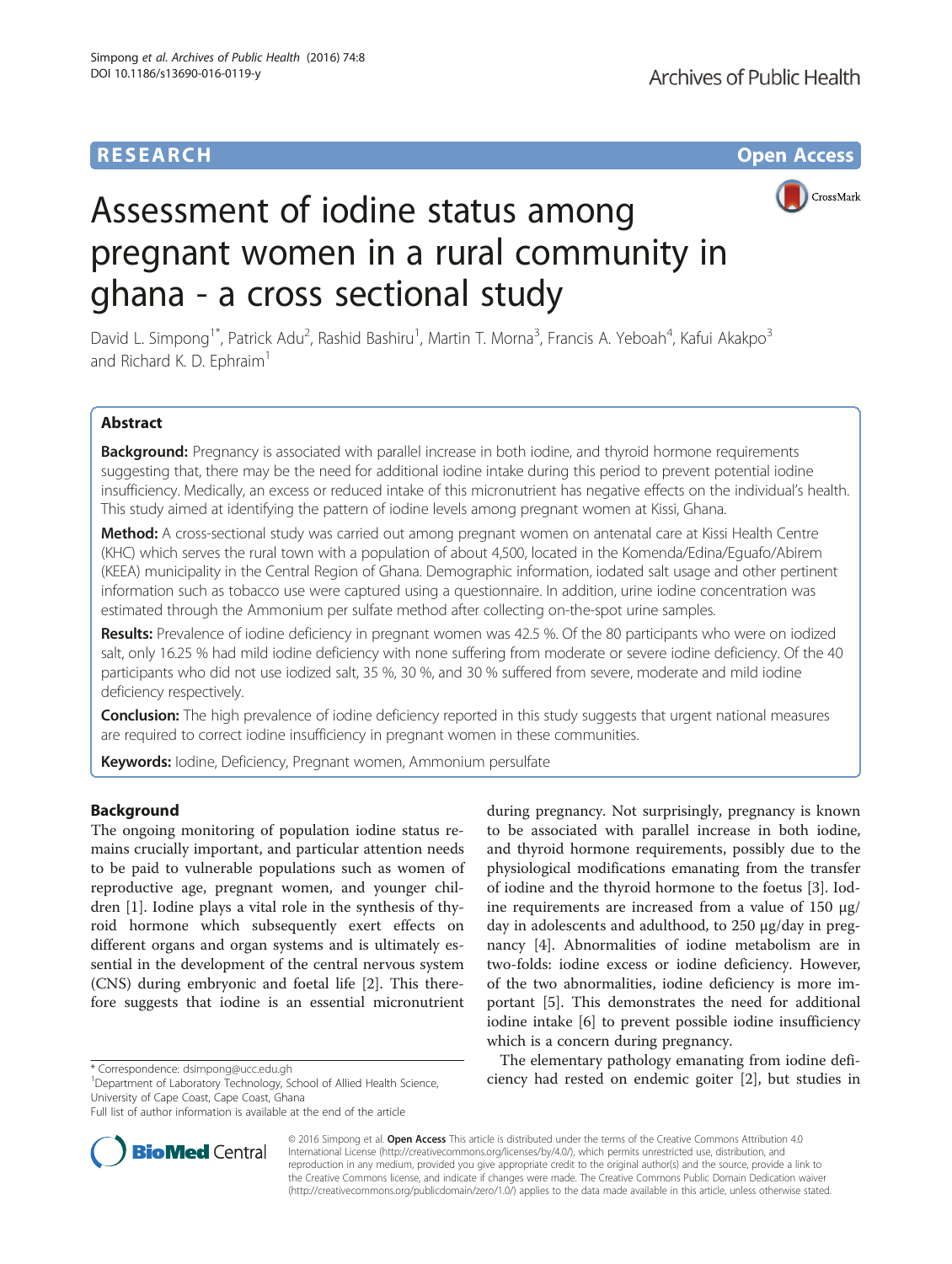# RESEARCH

# Assessment of iodine status among pregnant women in a rural community in ghana - a cross sectional study

David L. Simpong[1*], Patrick Adu[2], Rashid Bashiru[1], Martin T. Morna[3], Francis A. Yeboah[4], Kafui Akakpo[3] and Richard K. D. Ephraim[1]

## Abstract

**Background:** Pregnancy is associated with parallel increase in both iodine, and thyroid hormone requirements suggesting that, there may be the need for additional iodine intake during this period to prevent potential iodine insufficiency. Medically, an excess or reduced intake of this micronutrient has negative effects on the individual's health. This study aimed at identifying the pattern of iodine levels among pregnant women at Kissi, Ghana.

**Method:** A cross-sectional study was carried out among pregnant women on antenatal care at Kissi Health Centre (KHC) which serves the rural town with a population of about 4,500, located in the Komenda/Edina/Eguafo/Abirem (KEEA) municipality in the Central Region of Ghana. Demographic information, iodated salt usage and other pertinent information such as tobacco use were captured using a questionnaire. In addition, urine iodine concentration was estimated through the Ammonium per sulfate method after collecting on-the-spot urine samples.

**Results:** Prevalence of iodine deficiency in pregnant women was 42.5 %. Of the 80 participants who were on iodized salt, only 16.25 % had mild iodine deficiency with none suffering from moderate or severe iodine deficiency. Of the 40 participants who did not use iodized salt, 35 %, 30 %, and 30 % suffered from severe, moderate and mild iodine deficiency respectively.

**Conclusion:** The high prevalence of iodine deficiency reported in this study suggests that urgent national measures are required to correct iodine insufficiency in pregnant women in these communities.

**Keywords:** Iodine, Deficiency, Pregnant women, Ammonium persulfate

## Background

The ongoing monitoring of population iodine status remains crucially important, and particular attention needs to be paid to vulnerable populations such as women of reproductive age, pregnant women, and younger children [1]. Iodine plays a vital role in the synthesis of thyroid hormone which subsequently exert effects on different organs and organ systems and is ultimately essential in the development of the central nervous system (CNS) during embryonic and foetal life [2]. This therefore suggests that iodine is an essential micronutrient during pregnancy. Not surprisingly, pregnancy is known to be associated with parallel increase in both iodine, and thyroid hormone requirements, possibly due to the physiological modifications emanating from the transfer of iodine and the thyroid hormone to the foetus [3]. Iodine requirements are increased from a value of 150 μg/day in adolescents and adulthood, to 250 μg/day in pregnancy [4]. Abnormalities of iodine metabolism are in two-folds: iodine excess or iodine deficiency. However, of the two abnormalities, iodine deficiency is more important [5]. This demonstrates the need for additional iodine intake [6] to prevent possible iodine insufficiency which is a concern during pregnancy.

The elementary pathology emanating from iodine deficiency had rested on endemic goiter [2], but studies in

\* Correspondence: dsimpong@ucc.edu.gh
[1]Department of Laboratory Technology, School of Allied Health Science, University of Cape Coast, Cape Coast, Ghana
Full list of author information is available at the end of the article

© 2016 Simpong et al. **Open Access** This article is distributed under the terms of the Creative Commons Attribution 4.0 International License (http://creativecommons.org/licenses/by/4.0/), which permits unrestricted use, distribution, and reproduction in any medium, provided you give appropriate credit to the original author(s) and the source, provide a link to the Creative Commons license, and indicate if changes were made. The Creative Commons Public Domain Dedication waiver (http://creativecommons.org/publicdomain/zero/1.0/) applies to the data made available in this article, unless otherwise stated.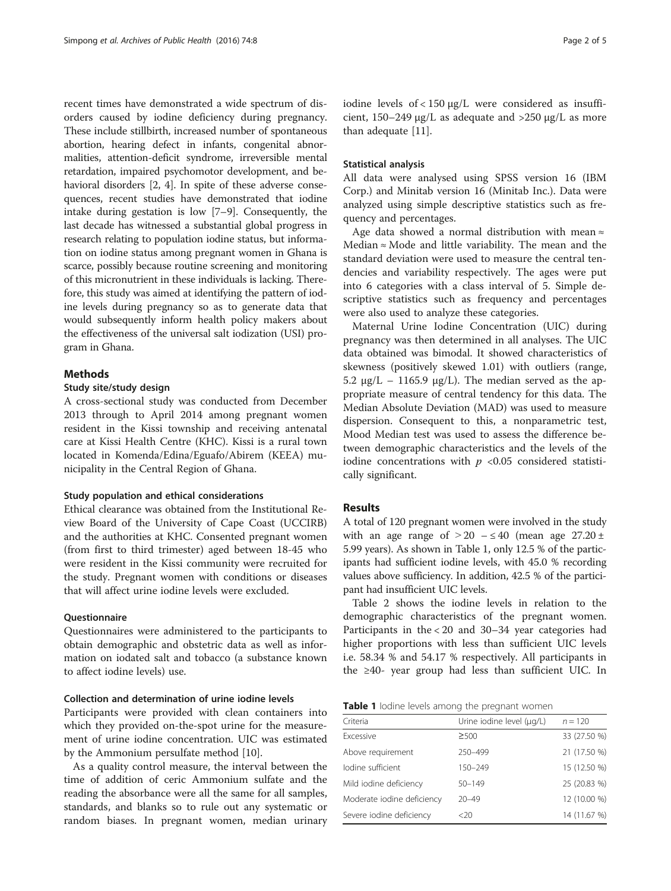recent times have demonstrated a wide spectrum of disorders caused by iodine deficiency during pregnancy. These include stillbirth, increased number of spontaneous abortion, hearing defect in infants, congenital abnormalities, attention-deficit syndrome, irreversible mental retardation, impaired psychomotor development, and behavioral disorders [2, 4]. In spite of these adverse consequences, recent studies have demonstrated that iodine intake during gestation is low [7–9]. Consequently, the last decade has witnessed a substantial global progress in research relating to population iodine status, but information on iodine status among pregnant women in Ghana is scarce, possibly because routine screening and monitoring of this micronutrient in these individuals is lacking. Therefore, this study was aimed at identifying the pattern of iodine levels during pregnancy so as to generate data that would subsequently inform health policy makers about the effectiveness of the universal salt iodization (USI) program in Ghana.

## Methods

### Study site/study design

A cross-sectional study was conducted from December 2013 through to April 2014 among pregnant women resident in the Kissi township and receiving antenatal care at Kissi Health Centre (KHC). Kissi is a rural town located in Komenda/Edina/Eguafo/Abirem (KEEA) municipality in the Central Region of Ghana.

### Study population and ethical considerations

Ethical clearance was obtained from the Institutional Review Board of the University of Cape Coast (UCCIRB) and the authorities at KHC. Consented pregnant women (from first to third trimester) aged between 18-45 who were resident in the Kissi community were recruited for the study. Pregnant women with conditions or diseases that will affect urine iodine levels were excluded.

### Questionnaire

Questionnaires were administered to the participants to obtain demographic and obstetric data as well as information on iodated salt and tobacco (a substance known to affect iodine levels) use.

### Collection and determination of urine iodine levels

Participants were provided with clean containers into which they provided on-the-spot urine for the measurement of urine iodine concentration. UIC was estimated by the Ammonium persulfate method [10].

As a quality control measure, the interval between the time of addition of ceric Ammonium sulfate and the reading the absorbance were all the same for all samples, standards, and blanks so to rule out any systematic or random biases. In pregnant women, median urinary iodine levels of < 150 μg/L were considered as insufficient, 150–249 μg/L as adequate and >250 μg/L as more than adequate [11].

### Statistical analysis

All data were analysed using SPSS version 16 (IBM Corp.) and Minitab version 16 (Minitab Inc.). Data were analyzed using simple descriptive statistics such as frequency and percentages.

Age data showed a normal distribution with mean ≈ Median ≈ Mode and little variability. The mean and the standard deviation were used to measure the central tendencies and variability respectively. The ages were put into 6 categories with a class interval of 5. Simple descriptive statistics such as frequency and percentages were also used to analyze these categories.

Maternal Urine Iodine Concentration (UIC) during pregnancy was then determined in all analyses. The UIC data obtained was bimodal. It showed characteristics of skewness (positively skewed 1.01) with outliers (range, 5.2 μg/L – 1165.9 μg/L). The median served as the appropriate measure of central tendency for this data. The Median Absolute Deviation (MAD) was used to measure dispersion. Consequent to this, a nonparametric test, Mood Median test was used to assess the difference between demographic characteristics and the levels of the iodine concentrations with $p$ <0.05 considered statistically significant.

## Results

A total of 120 pregnant women were involved in the study with an age range of > 20 – ≤ 40 (mean age 27.20 ± 5.99 years). As shown in Table 1, only 12.5 % of the participants had sufficient iodine levels, with 45.0 % recording values above sufficiency. In addition, 42.5 % of the participant had insufficient UIC levels.

Table 2 shows the iodine levels in relation to the demographic characteristics of the pregnant women. Participants in the < 20 and 30–34 year categories had higher proportions with less than sufficient UIC levels i.e. 58.34 % and 54.17 % respectively. All participants in the ≥40- year group had less than sufficient UIC. In

**Table 1** Iodine levels among the pregnant women

| Criteria | Urine iodine level (μg/L) | n = 120 |
|---|---|---|
| Excessive | ≥500 | 33 (27.50 %) |
| Above requirement | 250–499 | 21 (17.50 %) |
| Iodine sufficient | 150–249 | 15 (12.50 %) |
| Mild iodine deficiency | 50–149 | 25 (20.83 %) |
| Moderate iodine deficiency | 20–49 | 12 (10.00 %) |
| Severe iodine deficiency | <20 | 14 (11.67 %) |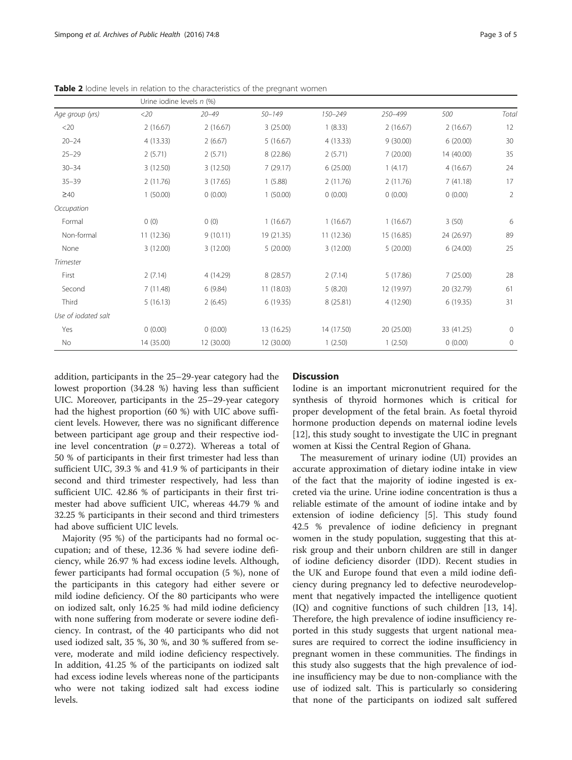**Table 2** Iodine levels in relation to the characteristics of the pregnant women

| | Urine iodine levels *n* (%) | | | | | | |
|---|---|---|---|---|---|---|---|
| *Age group (yrs)* | *<20* | *20–49* | *50–149* | *150–249* | *250–499* | *500* | *Total* |
| <20 | 2 (16.67) | 2 (16.67) | 3 (25.00) | 1 (8.33) | 2 (16.67) | 2 (16.67) | 12 |
| 20–24 | 4 (13.33) | 2 (6.67) | 5 (16.67) | 4 (13.33) | 9 (30.00) | 6 (20.00) | 30 |
| 25–29 | 2 (5.71) | 2 (5.71) | 8 (22.86) | 2 (5.71) | 7 (20.00) | 14 (40.00) | 35 |
| 30–34 | 3 (12.50) | 3 (12.50) | 7 (29.17) | 6 (25.00) | 1 (4.17) | 4 (16.67) | 24 |
| 35–39 | 2 (11.76) | 3 (17.65) | 1 (5.88) | 2 (11.76) | 2 (11.76) | 7 (41.18) | 17 |
| ≥40 | 1 (50.00) | 0 (0.00) | 1 (50.00) | 0 (0.00) | 0 (0.00) | 0 (0.00) | 2 |
| *Occupation* | | | | | | | |
| Formal | 0 (0) | 0 (0) | 1 (16.67) | 1 (16.67) | 1 (16.67) | 3 (50) | 6 |
| Non-formal | 11 (12.36) | 9 (10.11) | 19 (21.35) | 11 (12.36) | 15 (16.85) | 24 (26.97) | 89 |
| None | 3 (12.00) | 3 (12.00) | 5 (20.00) | 3 (12.00) | 5 (20.00) | 6 (24.00) | 25 |
| *Trimester* | | | | | | | |
| First | 2 (7.14) | 4 (14.29) | 8 (28.57) | 2 (7.14) | 5 (17.86) | 7 (25.00) | 28 |
| Second | 7 (11.48) | 6 (9.84) | 11 (18.03) | 5 (8.20) | 12 (19.97) | 20 (32.79) | 61 |
| Third | 5 (16.13) | 2 (6.45) | 6 (19.35) | 8 (25.81) | 4 (12.90) | 6 (19.35) | 31 |
| *Use of iodated salt* | | | | | | | |
| Yes | 0 (0.00) | 0 (0.00) | 13 (16.25) | 14 (17.50) | 20 (25.00) | 33 (41.25) | 0 |
| No | 14 (35.00) | 12 (30.00) | 12 (30.00) | 1 (2.50) | 1 (2.50) | 0 (0.00) | 0 |

addition, participants in the 25–29-year category had the lowest proportion (34.28 %) having less than sufficient UIC. Moreover, participants in the 25–29-year category had the highest proportion (60 %) with UIC above sufficient levels. However, there was no significant difference between participant age group and their respective iodine level concentration ($p = 0.272$). Whereas a total of 50 % of participants in their first trimester had less than sufficient UIC, 39.3 % and 41.9 % of participants in their second and third trimester respectively, had less than sufficient UIC. 42.86 % of participants in their first trimester had above sufficient UIC, whereas 44.79 % and 32.25 % participants in their second and third trimesters had above sufficient UIC levels.

Majority (95 %) of the participants had no formal occupation; and of these, 12.36 % had severe iodine deficiency, while 26.97 % had excess iodine levels. Although, fewer participants had formal occupation (5 %), none of the participants in this category had either severe or mild iodine deficiency. Of the 80 participants who were on iodized salt, only 16.25 % had mild iodine deficiency with none suffering from moderate or severe iodine deficiency. In contrast, of the 40 participants who did not used iodized salt, 35 %, 30 %, and 30 % suffered from severe, moderate and mild iodine deficiency respectively. In addition, 41.25 % of the participants on iodized salt had excess iodine levels whereas none of the participants who were not taking iodized salt had excess iodine levels.

## Discussion

Iodine is an important micronutrient required for the synthesis of thyroid hormones which is critical for proper development of the fetal brain. As foetal thyroid hormone production depends on maternal iodine levels [12], this study sought to investigate the UIC in pregnant women at Kissi the Central Region of Ghana.

The measurement of urinary iodine (UI) provides an accurate approximation of dietary iodine intake in view of the fact that the majority of iodine ingested is excreted via the urine. Urine iodine concentration is thus a reliable estimate of the amount of iodine intake and by extension of iodine deficiency [5]. This study found 42.5 % prevalence of iodine deficiency in pregnant women in the study population, suggesting that this at-risk group and their unborn children are still in danger of iodine deficiency disorder (IDD). Recent studies in the UK and Europe found that even a mild iodine deficiency during pregnancy led to defective neurodevelopment that negatively impacted the intelligence quotient (IQ) and cognitive functions of such children [13, 14]. Therefore, the high prevalence of iodine insufficiency reported in this study suggests that urgent national measures are required to correct the iodine insufficiency in pregnant women in these communities. The findings in this study also suggests that the high prevalence of iodine insufficiency may be due to non-compliance with the use of iodized salt. This is particularly so considering that none of the participants on iodized salt suffered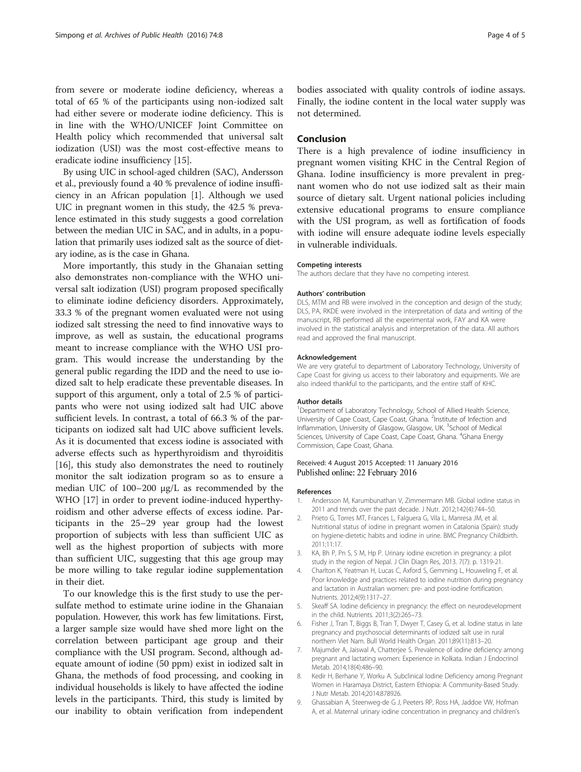from severe or moderate iodine deficiency, whereas a total of 65 % of the participants using non-iodized salt had either severe or moderate iodine deficiency. This is in line with the WHO/UNICEF Joint Committee on Health policy which recommended that universal salt iodization (USI) was the most cost-effective means to eradicate iodine insufficiency [15].

By using UIC in school-aged children (SAC), Andersson et al., previously found a 40 % prevalence of iodine insufficiency in an African population [1]. Although we used UIC in pregnant women in this study, the 42.5 % prevalence estimated in this study suggests a good correlation between the median UIC in SAC, and in adults, in a population that primarily uses iodized salt as the source of dietary iodine, as is the case in Ghana.

More importantly, this study in the Ghanaian setting also demonstrates non-compliance with the WHO universal salt iodization (USI) program proposed specifically to eliminate iodine deficiency disorders. Approximately, 33.3 % of the pregnant women evaluated were not using iodized salt stressing the need to find innovative ways to improve, as well as sustain, the educational programs meant to increase compliance with the WHO USI program. This would increase the understanding by the general public regarding the IDD and the need to use iodized salt to help eradicate these preventable diseases. In support of this argument, only a total of 2.5 % of participants who were not using iodized salt had UIC above sufficient levels. In contrast, a total of 66.3 % of the participants on iodized salt had UIC above sufficient levels. As it is documented that excess iodine is associated with adverse effects such as hyperthyroidism and thyroiditis [16], this study also demonstrates the need to routinely monitor the salt iodization program so as to ensure a median UIC of 100–200 μg/L as recommended by the WHO [17] in order to prevent iodine-induced hyperthyroidism and other adverse effects of excess iodine. Participants in the 25–29 year group had the lowest proportion of subjects with less than sufficient UIC as well as the highest proportion of subjects with more than sufficient UIC, suggesting that this age group may be more willing to take regular iodine supplementation in their diet.

To our knowledge this is the first study to use the persulfate method to estimate urine iodine in the Ghanaian population. However, this work has few limitations. First, a larger sample size would have shed more light on the correlation between participant age group and their compliance with the USI program. Second, although adequate amount of iodine (50 ppm) exist in iodized salt in Ghana, the methods of food processing, and cooking in individual households is likely to have affected the iodine levels in the participants. Third, this study is limited by our inability to obtain verification from independent bodies associated with quality controls of iodine assays. Finally, the iodine content in the local water supply was not determined.

## Conclusion

There is a high prevalence of iodine insufficiency in pregnant women visiting KHC in the Central Region of Ghana. Iodine insufficiency is more prevalent in pregnant women who do not use iodized salt as their main source of dietary salt. Urgent national policies including extensive educational programs to ensure compliance with the USI program, as well as fortification of foods with iodine will ensure adequate iodine levels especially in vulnerable individuals.

#### Competing interests

The authors declare that they have no competing interest.

#### Authors' contribution

DLS, MTM and RB were involved in the conception and design of the study; DLS, PA, RKDE were involved in the interpretation of data and writing of the manuscript, RB performed all the experimental work, FAY and KA were involved in the statistical analysis and interpretation of the data. All authors read and approved the final manuscript.

#### Acknowledgement

We are very grateful to department of Laboratory Technology, University of Cape Coast for giving us access to their laboratory and equipments. We are also indeed thankful to the participants, and the entire staff of KHC.

#### Author details

[1]Department of Laboratory Technology, School of Allied Health Science, University of Cape Coast, Cape Coast, Ghana. [2]Institute of Infection and Inflammation, University of Glasgow, Glasgow, UK. [3]School of Medical Sciences, University of Cape Coast, Cape Coast, Ghana. [4]Ghana Energy Commission, Cape Coast, Ghana.

Received: 4 August 2015 Accepted: 11 January 2016
Published online: 22 February 2016

#### References

1. Andersson M, Karumbunathan V, Zimmermann MB. Global iodine status in 2011 and trends over the past decade. J Nutr. 2012;142(4):744–50.
2. Prieto G, Torres MT, Frances L, Falguera G, Vila L, Manresa JM, et al. Nutritional status of iodine in pregnant women in Catalonia (Spain): study on hygiene-dietetic habits and iodine in urine. BMC Pregnancy Childbirth. 2011;11:17.
3. KA, Bh P, Pn S, S M, Hp P. Urinary iodine excretion in pregnancy: a pilot study in the region of Nepal. J Clin Diagn Res, 2013. 7(7): p. 1319-21.
4. Charlton K, Yeatman H, Lucas C, Axford S, Gemming L, Houweling F, et al. Poor knowledge and practices related to iodine nutrition during pregnancy and lactation in Australian women: pre- and post-iodine fortification. Nutrients. 2012;4(9):1317–27.
5. Skeaff SA. Iodine deficiency in pregnancy: the effect on neurodevelopment in the child. Nutrients. 2011;3(2):265–73.
6. Fisher J, Tran T, Biggs B, Tran T, Dwyer T, Casey G, et al. Iodine status in late pregnancy and psychosocial determinants of iodized salt use in rural northern Viet Nam. Bull World Health Organ. 2011;89(11):813–20.
7. Majumder A, Jaiswal A, Chatterjee S. Prevalence of iodine deficiency among pregnant and lactating women: Experience in Kolkata. Indian J Endocrinol Metab. 2014;18(4):486–90.
8. Kedir H, Berhane Y, Worku A. Subclinical Iodine Deficiency among Pregnant Women in Haramaya District, Eastern Ethiopia: A Community-Based Study. J Nutr Metab. 2014;2014:878926.
9. Ghassabian A, Steenweg-de G J, Peeters RP, Ross HA, Jaddoe VW, Hofman A, et al. Maternal urinary iodine concentration in pregnancy and children's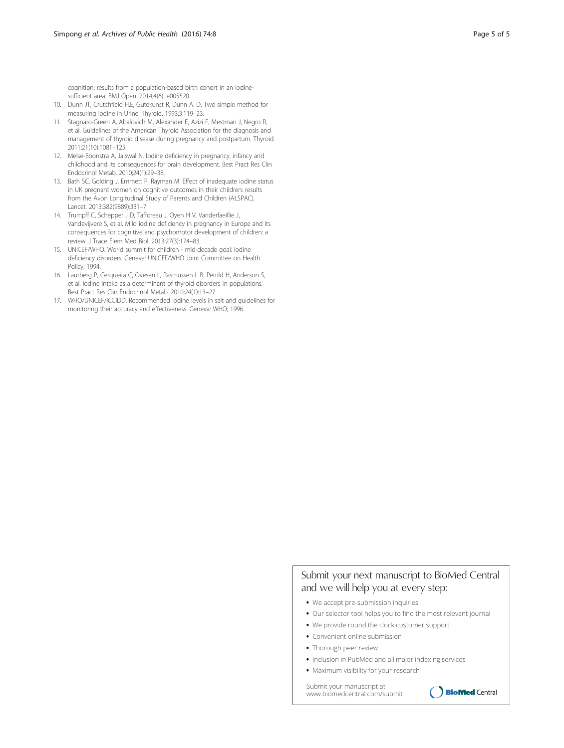cognition: results from a population-based birth cohort in an iodine-sufficient area. BMJ Open. 2014;4(6), e005520.

10. Dunn JT, Crutchfield H.E, Gutekunst R, Dunn A. D. Two simple method for measuring iodine in Urine. Thyroid. 1993;3:119–23.
11. Stagnaro-Green A, Abalovich M, Alexander E, Azizi F, Mestman J, Negro R, et al. Guidelines of the American Thyroid Association for the diagnosis and management of thyroid disease during pregnancy and postpartum. Thyroid. 2011;21(10):1081–125.
12. Melse-Boonstra A, Jaiswal N. Iodine deficiency in pregnancy, infancy and childhood and its consequences for brain development. Best Pract Res Clin Endocrinol Metab. 2010;24(1):29–38.
13. Bath SC, Golding J, Emmett P, Rayman M. Effect of inadequate iodine status in UK pregnant women on cognitive outcomes in their children: results from the Avon Longitudinal Study of Parents and Children (ALSPAC). Lancet. 2013;382(9889):331–7.
14. Trumpff C, Schepper J D, Tafforeau J, Oyen H V, Vanderfaeillie J, Vandevijvere S, et al. Mild iodine deficiency in pregnancy in Europe and its consequences for cognitive and psychomotor development of children: a review. J Trace Elem Med Biol. 2013;27(3):174–83.
15. UNICEF/WHO. World summit for children - mid-decade goal: iodine deficiency disorders. Geneva: UNICEF/WHO Joint Committee on Health Policy; 1994.
16. Laurberg P, Cerqueira C, Ovesen L, Rasmussen L B, Perrild H, Anderson S, et al. Iodine intake as a determinant of thyroid disorders in populations. Best Pract Res Clin Endocrinol Metab. 2010;24(1):13–27.
17. WHO/UNICEF/ICCIDD. Recommended Iodine levels in salt and guidelines for monitoring their accuracy and effectiveness. Geneva: WHO; 1996.

Submit your next manuscript to BioMed Central and we will help you at every step:

- We accept pre-submission inquiries
- Our selector tool helps you to find the most relevant journal
- We provide round the clock customer support
- Convenient online submission
- Thorough peer review
- Inclusion in PubMed and all major indexing services
- Maximum visibility for your research

Submit your manuscript at
www.biomedcentral.com/submit

BioMed Central